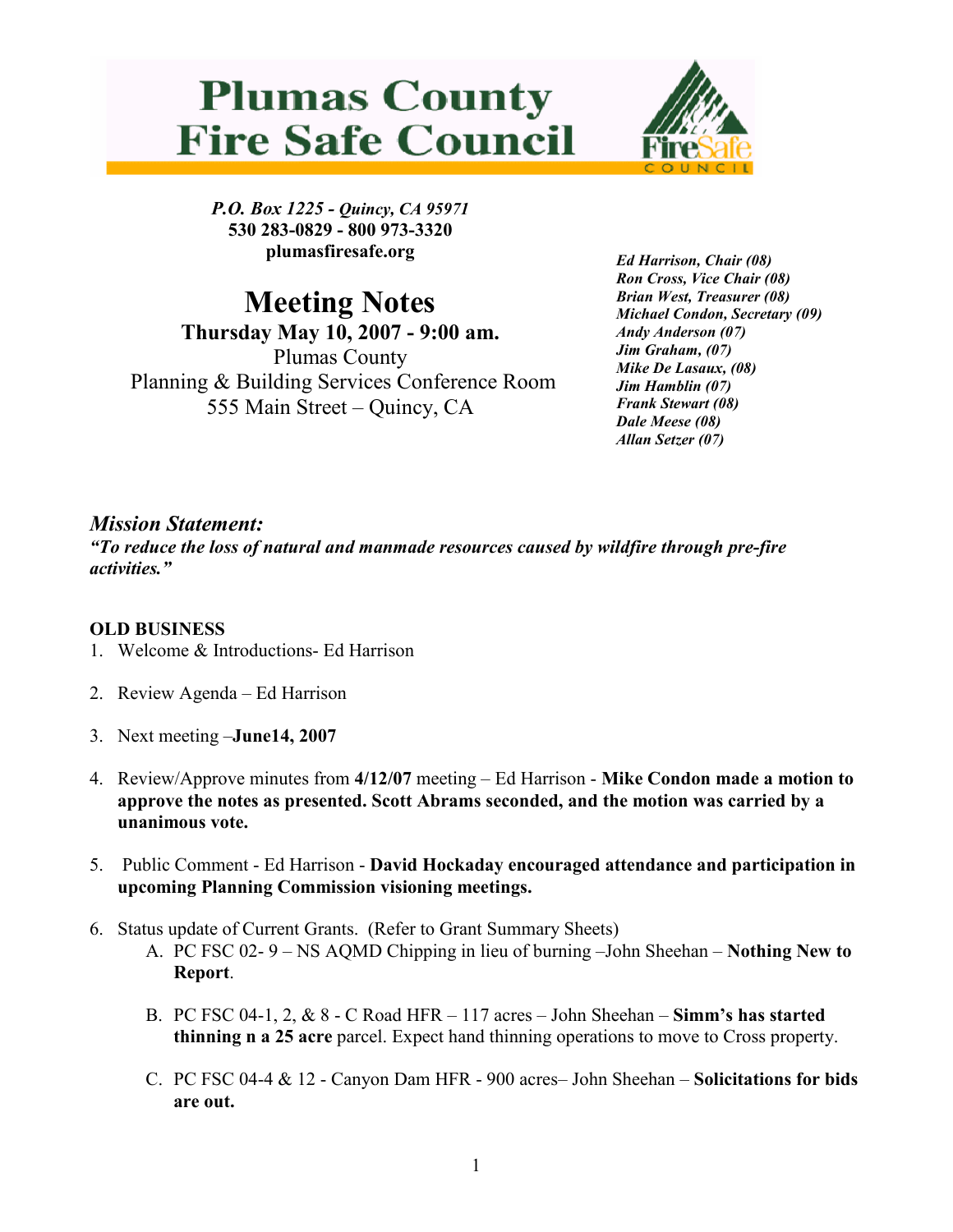# Plumas County Fire Safe Council

*P.O. Box 1225 - Quincy, CA 95971*
**530 283-0829 - 800 973-3320**
**plumasfiresafe.org**

***Ed Harrison, Chair (08)***
***Ron Cross, Vice Chair (08)***
***Brian West, Treasurer (08)***
***Michael Condon, Secretary (09)***
***Andy Anderson (07)***
***Jim Graham, (07)***
***Mike De Lasaux, (08)***
***Jim Hamblin (07)***
***Frank Stewart (08)***
***Dale Meese (08)***
***Allan Setzer (07)***

## Meeting Notes

**Thursday May 10, 2007 - 9:00 am.**
Plumas County
Planning & Building Services Conference Room
555 Main Street – Quincy, CA

### *Mission Statement:*

***"To reduce the loss of natural and manmade resources caused by wildfire through pre-fire activities."***

**OLD BUSINESS**

1. Welcome & Introductions- Ed Harrison
2. Review Agenda – Ed Harrison
3. Next meeting –**June14, 2007**
4. Review/Approve minutes from **4/12/07** meeting – Ed Harrison - **Mike Condon made a motion to approve the notes as presented. Scott Abrams seconded, and the motion was carried by a unanimous vote.**
5. Public Comment - Ed Harrison - **David Hockaday encouraged attendance and participation in upcoming Planning Commission visioning meetings.**
6. Status update of Current Grants. (Refer to Grant Summary Sheets)
   A. PC FSC 02- 9 – NS AQMD Chipping in lieu of burning –John Sheehan – **Nothing New to Report**.

   B. PC FSC 04-1, 2, & 8 - C Road HFR – 117 acres – John Sheehan – **Simm's has started thinning n a 25 acre** parcel. Expect hand thinning operations to move to Cross property.

   C. PC FSC 04-4 & 12 - Canyon Dam HFR - 900 acres– John Sheehan – **Solicitations for bids are out.**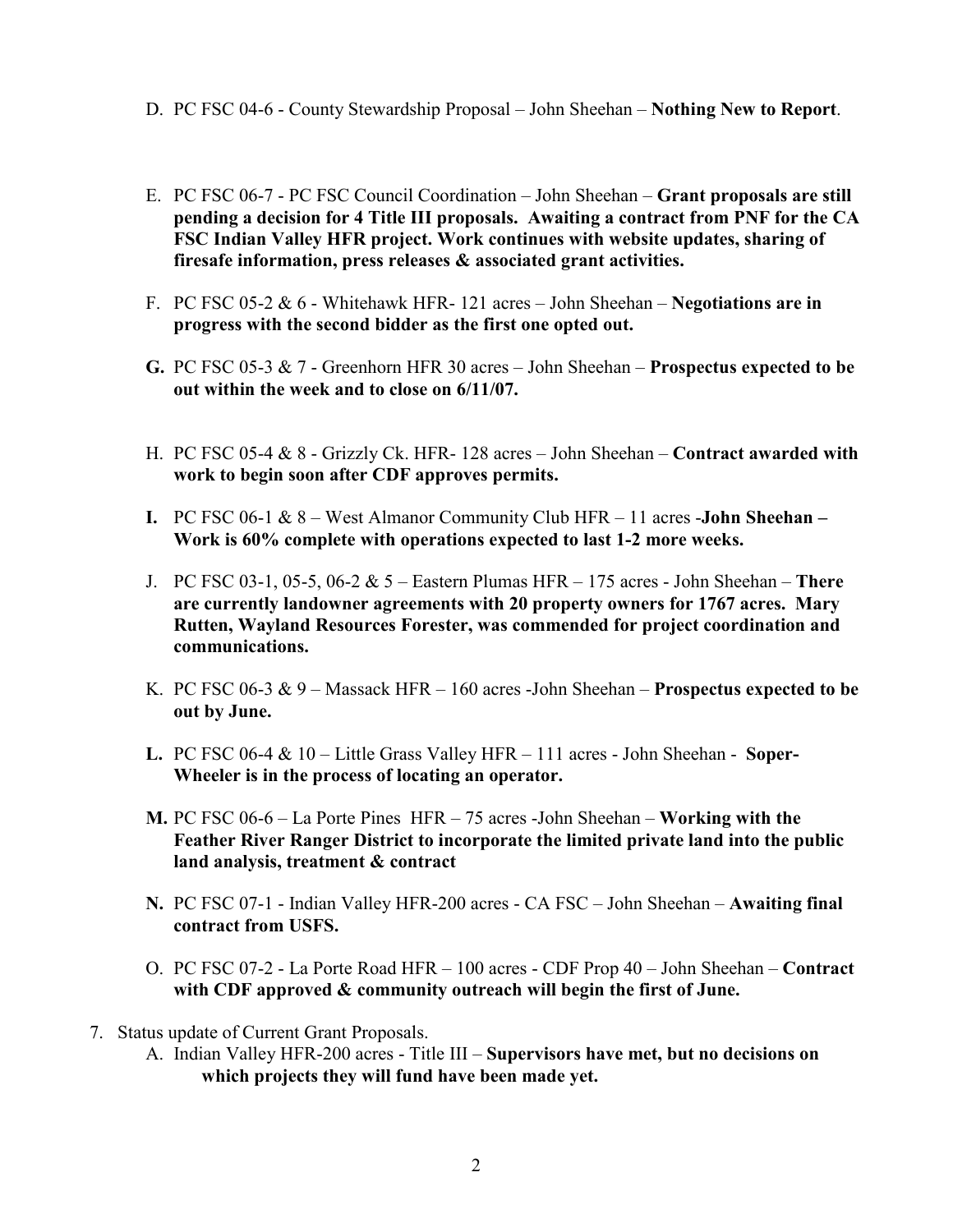D. PC FSC 04-6 - County Stewardship Proposal – John Sheehan – **Nothing New to Report**.

E. PC FSC 06-7 - PC FSC Council Coordination – John Sheehan – **Grant proposals are still pending a decision for 4 Title III proposals. Awaiting a contract from PNF for the CA FSC Indian Valley HFR project. Work continues with website updates, sharing of firesafe information, press releases & associated grant activities.**

F. PC FSC 05-2 & 6 - Whitehawk HFR- 121 acres – John Sheehan – **Negotiations are in progress with the second bidder as the first one opted out.**

**G.** PC FSC 05-3 & 7 - Greenhorn HFR 30 acres – John Sheehan – **Prospectus expected to be out within the week and to close on 6/11/07.**

H. PC FSC 05-4 & 8 - Grizzly Ck. HFR- 128 acres – John Sheehan – **Contract awarded with work to begin soon after CDF approves permits.**

**I.** PC FSC 06-1 & 8 – West Almanor Community Club HFR – 11 acres -**John Sheehan – Work is 60% complete with operations expected to last 1-2 more weeks.**

J. PC FSC 03-1, 05-5, 06-2 & 5 – Eastern Plumas HFR – 175 acres - John Sheehan – **There are currently landowner agreements with 20 property owners for 1767 acres. Mary Rutten, Wayland Resources Forester, was commended for project coordination and communications.**

K. PC FSC 06-3 & 9 – Massack HFR – 160 acres -John Sheehan – **Prospectus expected to be out by June.**

**L.** PC FSC 06-4 & 10 – Little Grass Valley HFR – 111 acres - John Sheehan - **Soper-Wheeler is in the process of locating an operator.**

**M.** PC FSC 06-6 – La Porte Pines HFR – 75 acres -John Sheehan – **Working with the Feather River Ranger District to incorporate the limited private land into the public land analysis, treatment & contract**

**N.** PC FSC 07-1 - Indian Valley HFR-200 acres - CA FSC – John Sheehan – **Awaiting final contract from USFS.**

O. PC FSC 07-2 - La Porte Road HFR – 100 acres - CDF Prop 40 – John Sheehan – **Contract with CDF approved & community outreach will begin the first of June.**

7. Status update of Current Grant Proposals.
   A. Indian Valley HFR-200 acres - Title III – **Supervisors have met, but no decisions on which projects they will fund have been made yet.**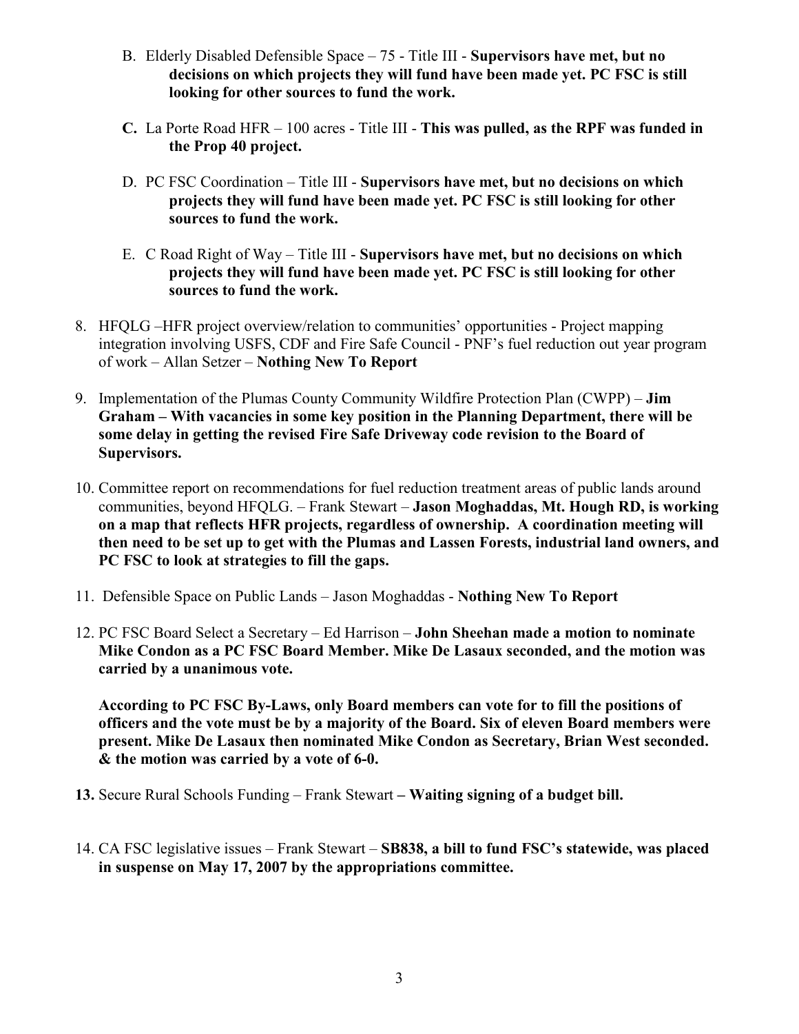B. Elderly Disabled Defensible Space – 75 - Title III - **Supervisors have met, but no decisions on which projects they will fund have been made yet. PC FSC is still looking for other sources to fund the work.**

**C.** La Porte Road HFR – 100 acres - Title III - **This was pulled, as the RPF was funded in the Prop 40 project.**

D. PC FSC Coordination – Title III - **Supervisors have met, but no decisions on which projects they will fund have been made yet. PC FSC is still looking for other sources to fund the work.**

E. C Road Right of Way – Title III - **Supervisors have met, but no decisions on which projects they will fund have been made yet. PC FSC is still looking for other sources to fund the work.**

8. HFQLG –HFR project overview/relation to communities' opportunities - Project mapping integration involving USFS, CDF and Fire Safe Council - PNF's fuel reduction out year program of work – Allan Setzer – **Nothing New To Report**

9. Implementation of the Plumas County Community Wildfire Protection Plan (CWPP) – **Jim Graham – With vacancies in some key position in the Planning Department, there will be some delay in getting the revised Fire Safe Driveway code revision to the Board of Supervisors.**

10. Committee report on recommendations for fuel reduction treatment areas of public lands around communities, beyond HFQLG. – Frank Stewart – **Jason Moghaddas, Mt. Hough RD, is working on a map that reflects HFR projects, regardless of ownership. A coordination meeting will then need to be set up to get with the Plumas and Lassen Forests, industrial land owners, and PC FSC to look at strategies to fill the gaps.**

11. Defensible Space on Public Lands – Jason Moghaddas - **Nothing New To Report**

12. PC FSC Board Select a Secretary – Ed Harrison – **John Sheehan made a motion to nominate Mike Condon as a PC FSC Board Member. Mike De Lasaux seconded, and the motion was carried by a unanimous vote.**

    **According to PC FSC By-Laws, only Board members can vote for to fill the positions of officers and the vote must be by a majority of the Board. Six of eleven Board members were present. Mike De Lasaux then nominated Mike Condon as Secretary, Brian West seconded. & the motion was carried by a vote of 6-0.**

**13.** Secure Rural Schools Funding – Frank Stewart **– Waiting signing of a budget bill.**

14. CA FSC legislative issues – Frank Stewart – **SB838, a bill to fund FSC's statewide, was placed in suspense on May 17, 2007 by the appropriations committee.**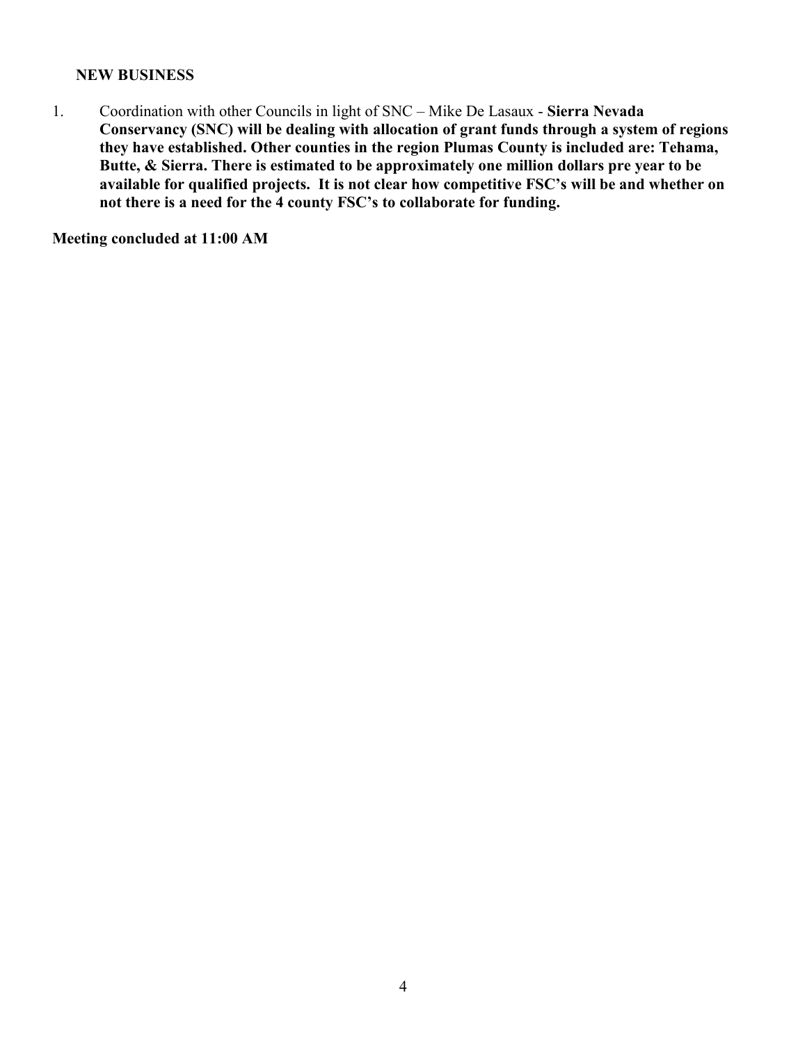**NEW BUSINESS**

1. Coordination with other Councils in light of SNC – Mike De Lasaux - **Sierra Nevada Conservancy (SNC) will be dealing with allocation of grant funds through a system of regions they have established. Other counties in the region Plumas County is included are: Tehama, Butte, & Sierra. There is estimated to be approximately one million dollars pre year to be available for qualified projects. It is not clear how competitive FSC's will be and whether on not there is a need for the 4 county FSC's to collaborate for funding.**

**Meeting concluded at 11:00 AM**